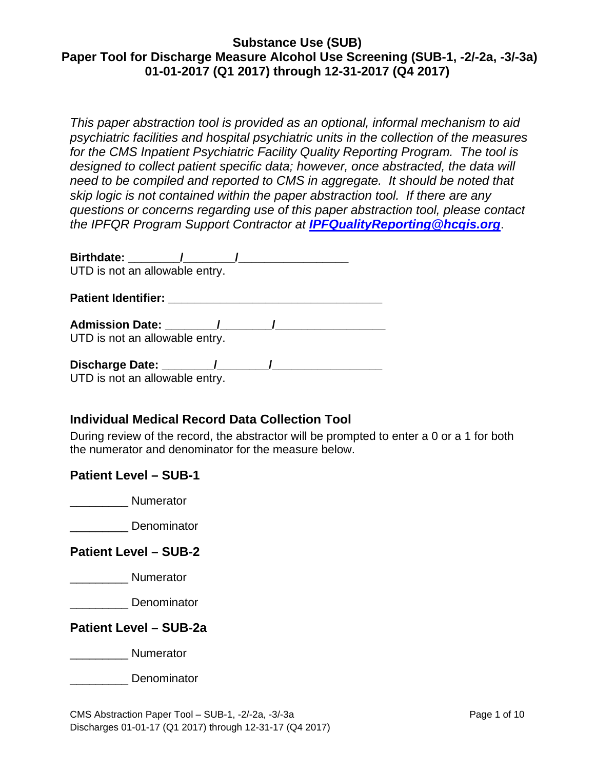# Substance Use (SUB)
# Paper Tool for Discharge Measure Alcohol Use Screening (SUB-1, -2/-2a, -3/-3a)
# 01-01-2017 (Q1 2017) through 12-31-2017 (Q4 2017)

*This paper abstraction tool is provided as an optional, informal mechanism to aid psychiatric facilities and hospital psychiatric units in the collection of the measures for the CMS Inpatient Psychiatric Facility Quality Reporting Program. The tool is designed to collect patient specific data; however, once abstracted, the data will need to be compiled and reported to CMS in aggregate. It should be noted that skip logic is not contained within the paper abstraction tool. If there are any questions or concerns regarding use of this paper abstraction tool, please contact the IPFQR Program Support Contractor at* ***IPFQualityReporting@hcqis.org***.

**Birthdate: ________/________/_________________**
UTD is not an allowable entry.

**Patient Identifier: _________________________________**

**Admission Date: ________/________/_________________**
UTD is not an allowable entry.

**Discharge Date: ________/________/_________________**
UTD is not an allowable entry.

## Individual Medical Record Data Collection Tool

During review of the record, the abstractor will be prompted to enter a 0 or a 1 for both the numerator and denominator for the measure below.

### Patient Level – SUB-1

_________ Numerator

_________ Denominator

### Patient Level – SUB-2

_________ Numerator

_________ Denominator

### Patient Level – SUB-2a

_________ Numerator

_________ Denominator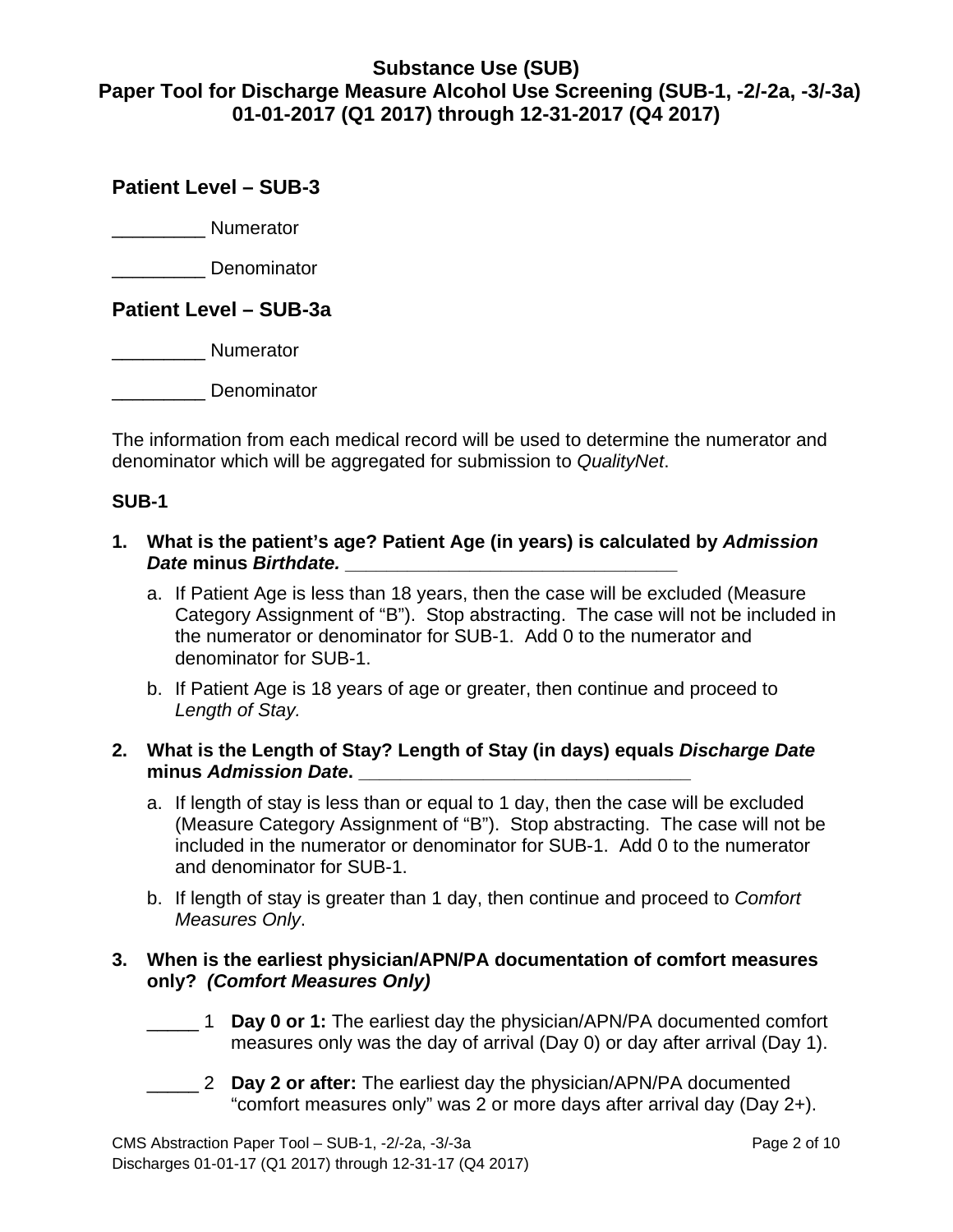## Substance Use (SUB)
## Paper Tool for Discharge Measure Alcohol Use Screening (SUB-1, -2/-2a, -3/-3a)
## 01-01-2017 (Q1 2017) through 12-31-2017 (Q4 2017)

### Patient Level – SUB-3

_________ Numerator

_________ Denominator

### Patient Level – SUB-3a

_________ Numerator

_________ Denominator

The information from each medical record will be used to determine the numerator and denominator which will be aggregated for submission to *QualityNet*.

**SUB-1**

1. **What is the patient's age? Patient Age (in years) is calculated by *Admission Date* minus *Birthdate.* ________________________________**
   a. If Patient Age is less than 18 years, then the case will be excluded (Measure Category Assignment of "B"). Stop abstracting. The case will not be included in the numerator or denominator for SUB-1. Add 0 to the numerator and denominator for SUB-1.
   b. If Patient Age is 18 years of age or greater, then continue and proceed to *Length of Stay.*

2. **What is the Length of Stay? Length of Stay (in days) equals *Discharge Date* minus *Admission Date*. ________________________________**
   a. If length of stay is less than or equal to 1 day, then the case will be excluded (Measure Category Assignment of "B"). Stop abstracting. The case will not be included in the numerator or denominator for SUB-1. Add 0 to the numerator and denominator for SUB-1.
   b. If length of stay is greater than 1 day, then continue and proceed to *Comfort Measures Only*.

3. **When is the earliest physician/APN/PA documentation of comfort measures only? *(Comfort Measures Only)***

   _____ 1 **Day 0 or 1:** The earliest day the physician/APN/PA documented comfort measures only was the day of arrival (Day 0) or day after arrival (Day 1).

   _____ 2 **Day 2 or after:** The earliest day the physician/APN/PA documented "comfort measures only" was 2 or more days after arrival day (Day 2+).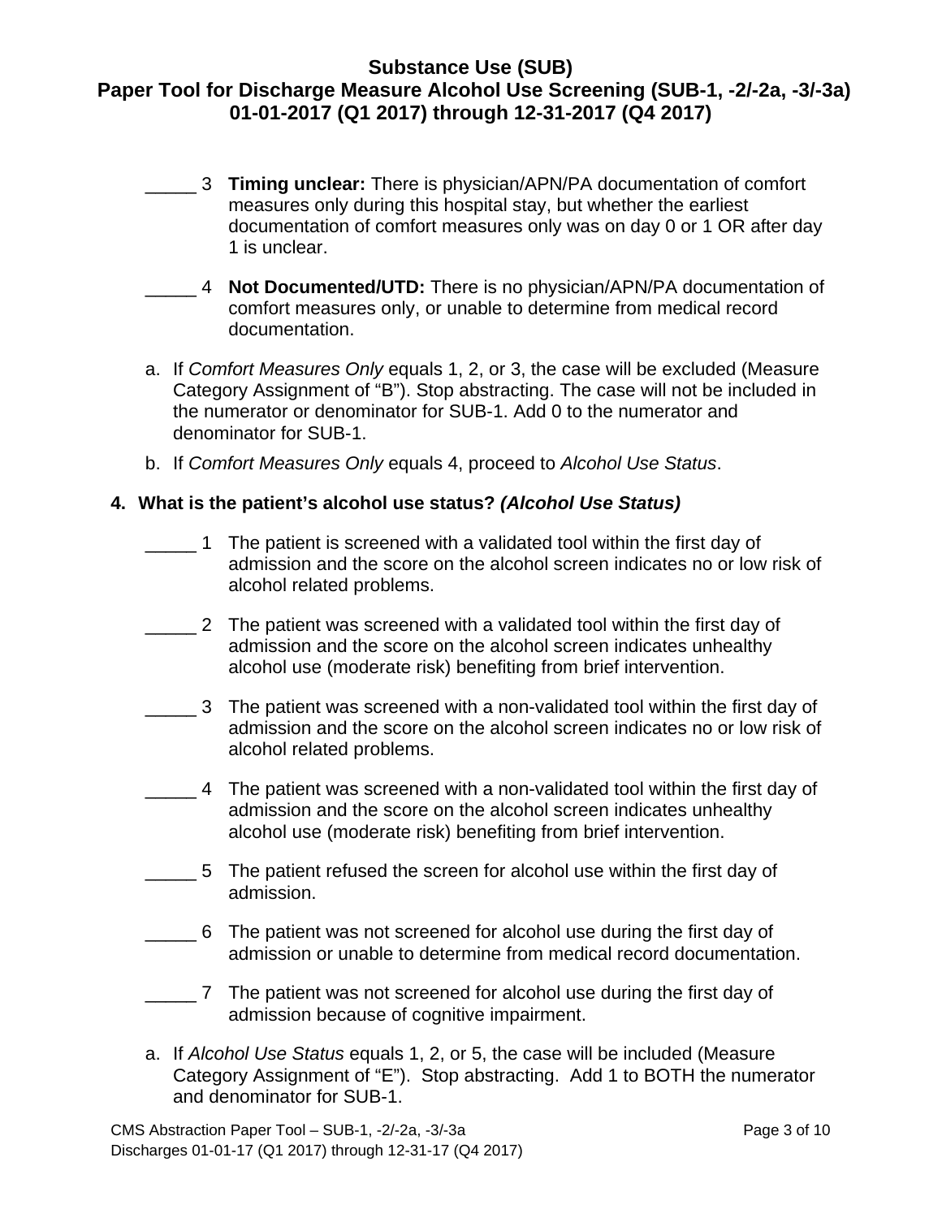_____ 3 **Timing unclear:** There is physician/APN/PA documentation of comfort measures only during this hospital stay, but whether the earliest documentation of comfort measures only was on day 0 or 1 OR after day 1 is unclear.

_____ 4 **Not Documented/UTD:** There is no physician/APN/PA documentation of comfort measures only, or unable to determine from medical record documentation.

a. If *Comfort Measures Only* equals 1, 2, or 3, the case will be excluded (Measure Category Assignment of "B"). Stop abstracting. The case will not be included in the numerator or denominator for SUB-1. Add 0 to the numerator and denominator for SUB-1.

b. If *Comfort Measures Only* equals 4, proceed to *Alcohol Use Status*.

**4. What is the patient's alcohol use status? *(Alcohol Use Status)***

_____ 1 The patient is screened with a validated tool within the first day of admission and the score on the alcohol screen indicates no or low risk of alcohol related problems.

_____ 2 The patient was screened with a validated tool within the first day of admission and the score on the alcohol screen indicates unhealthy alcohol use (moderate risk) benefiting from brief intervention.

_____ 3 The patient was screened with a non-validated tool within the first day of admission and the score on the alcohol screen indicates no or low risk of alcohol related problems.

_____ 4 The patient was screened with a non-validated tool within the first day of admission and the score on the alcohol screen indicates unhealthy alcohol use (moderate risk) benefiting from brief intervention.

_____ 5 The patient refused the screen for alcohol use within the first day of admission.

_____ 6 The patient was not screened for alcohol use during the first day of admission or unable to determine from medical record documentation.

_____ 7 The patient was not screened for alcohol use during the first day of admission because of cognitive impairment.

a. If *Alcohol Use Status* equals 1, 2, or 5, the case will be included (Measure Category Assignment of "E"). Stop abstracting. Add 1 to BOTH the numerator and denominator for SUB-1.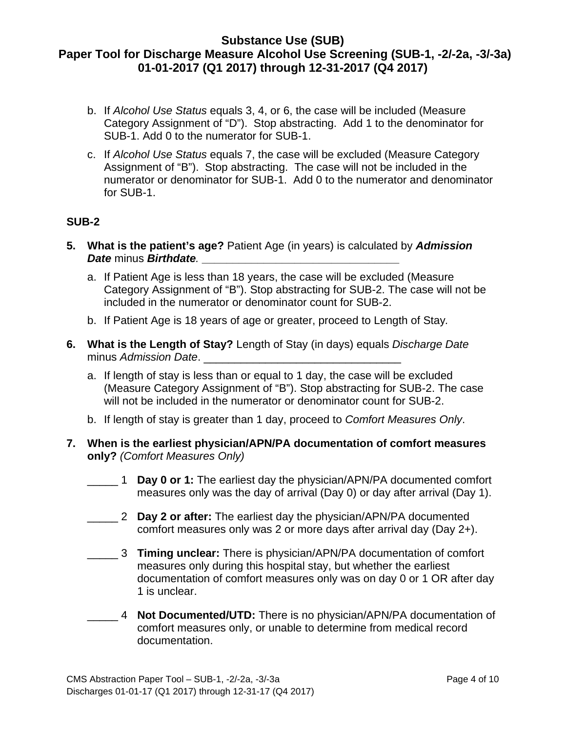b. If *Alcohol Use Status* equals 3, 4, or 6, the case will be included (Measure Category Assignment of "D"). Stop abstracting. Add 1 to the denominator for SUB-1. Add 0 to the numerator for SUB-1.

c. If *Alcohol Use Status* equals 7, the case will be excluded (Measure Category Assignment of "B"). Stop abstracting. The case will not be included in the numerator or denominator for SUB-1. Add 0 to the numerator and denominator for SUB-1.

**SUB-2**

5. **What is the patient's age?** Patient Age (in years) is calculated by ***Admission Date*** minus ***Birthdate.*** ________________________________

   a. If Patient Age is less than 18 years, the case will be excluded (Measure Category Assignment of "B"). Stop abstracting for SUB-2. The case will not be included in the numerator or denominator count for SUB-2.

   b. If Patient Age is 18 years of age or greater, proceed to Length of Stay.

6. **What is the Length of Stay?** Length of Stay (in days) equals *Discharge Date* minus *Admission Date*. ________________________________

   a. If length of stay is less than or equal to 1 day, the case will be excluded (Measure Category Assignment of "B"). Stop abstracting for SUB-2. The case will not be included in the numerator or denominator count for SUB-2.

   b. If length of stay is greater than 1 day, proceed to *Comfort Measures Only*.

7. **When is the earliest physician/APN/PA documentation of comfort measures only?** *(Comfort Measures Only)*

   _____ 1 **Day 0 or 1:** The earliest day the physician/APN/PA documented comfort measures only was the day of arrival (Day 0) or day after arrival (Day 1).

   _____ 2 **Day 2 or after:** The earliest day the physician/APN/PA documented comfort measures only was 2 or more days after arrival day (Day 2+).

   _____ 3 **Timing unclear:** There is physician/APN/PA documentation of comfort measures only during this hospital stay, but whether the earliest documentation of comfort measures only was on day 0 or 1 OR after day 1 is unclear.

   _____ 4 **Not Documented/UTD:** There is no physician/APN/PA documentation of comfort measures only, or unable to determine from medical record documentation.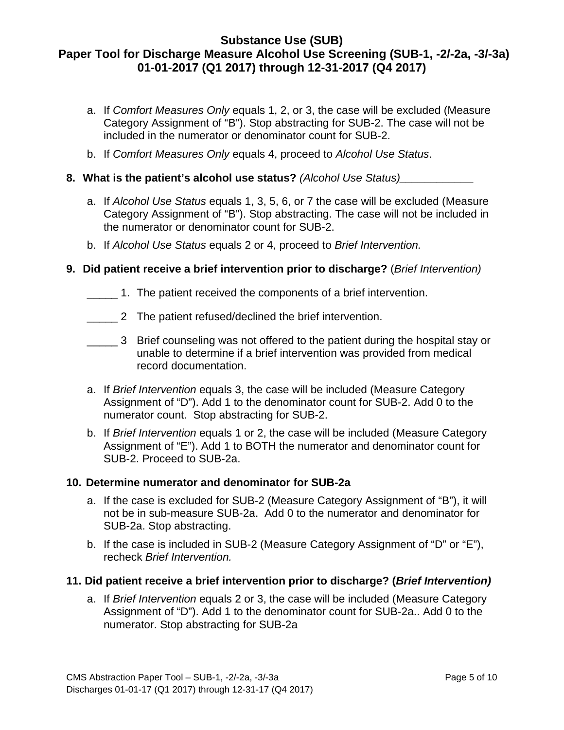a. If *Comfort Measures Only* equals 1, 2, or 3, the case will be excluded (Measure Category Assignment of "B"). Stop abstracting for SUB-2. The case will not be included in the numerator or denominator count for SUB-2.

b. If *Comfort Measures Only* equals 4, proceed to *Alcohol Use Status*.

**8. What is the patient's alcohol use status?** *(Alcohol Use Status)*____________

a. If *Alcohol Use Status* equals 1, 3, 5, 6, or 7 the case will be excluded (Measure Category Assignment of "B"). Stop abstracting. The case will not be included in the numerator or denominator count for SUB-2.

b. If *Alcohol Use Status* equals 2 or 4, proceed to *Brief Intervention.*

**9. Did patient receive a brief intervention prior to discharge?** (*Brief Intervention)*

_____ 1. The patient received the components of a brief intervention.

_____ 2 The patient refused/declined the brief intervention.

_____ 3 Brief counseling was not offered to the patient during the hospital stay or unable to determine if a brief intervention was provided from medical record documentation.

a. If *Brief Intervention* equals 3, the case will be included (Measure Category Assignment of "D"). Add 1 to the denominator count for SUB-2. Add 0 to the numerator count. Stop abstracting for SUB-2.

b. If *Brief Intervention* equals 1 or 2, the case will be included (Measure Category Assignment of "E"). Add 1 to BOTH the numerator and denominator count for SUB-2. Proceed to SUB-2a.

**10. Determine numerator and denominator for SUB-2a**

a. If the case is excluded for SUB-2 (Measure Category Assignment of "B"), it will not be in sub-measure SUB-2a. Add 0 to the numerator and denominator for SUB-2a. Stop abstracting.

b. If the case is included in SUB-2 (Measure Category Assignment of "D" or "E"), recheck *Brief Intervention.*

**11. Did patient receive a brief intervention prior to discharge? (*Brief Intervention)***

a. If *Brief Intervention* equals 2 or 3, the case will be included (Measure Category Assignment of "D"). Add 1 to the denominator count for SUB-2a.. Add 0 to the numerator. Stop abstracting for SUB-2a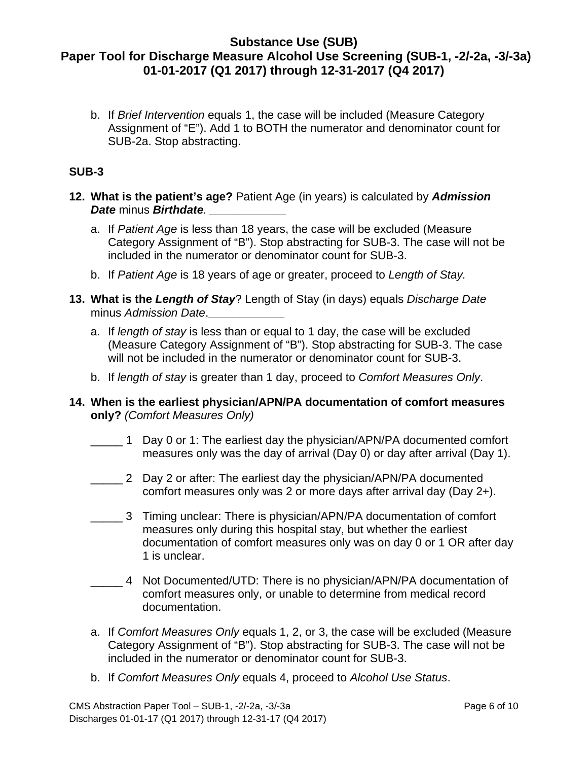b. If *Brief Intervention* equals 1, the case will be included (Measure Category Assignment of "E"). Add 1 to BOTH the numerator and denominator count for SUB-2a. Stop abstracting.

## SUB-3

**12. What is the patient's age?** Patient Age (in years) is calculated by ***Admission Date*** minus ***Birthdate***. ____________

a. If *Patient Age* is less than 18 years, the case will be excluded (Measure Category Assignment of "B"). Stop abstracting for SUB-3. The case will not be included in the numerator or denominator count for SUB-3.

b. If *Patient Age* is 18 years of age or greater, proceed to *Length of Stay.*

**13. What is the *Length of Stay*?** Length of Stay (in days) equals *Discharge Date* minus *Admission Date*.____________

a. If *length of stay* is less than or equal to 1 day, the case will be excluded (Measure Category Assignment of "B"). Stop abstracting for SUB-3. The case will not be included in the numerator or denominator count for SUB-3.

b. If *length of stay* is greater than 1 day, proceed to *Comfort Measures Only*.

**14. When is the earliest physician/APN/PA documentation of comfort measures only?** *(Comfort Measures Only)*

_____ 1 Day 0 or 1: The earliest day the physician/APN/PA documented comfort measures only was the day of arrival (Day 0) or day after arrival (Day 1).

_____ 2 Day 2 or after: The earliest day the physician/APN/PA documented comfort measures only was 2 or more days after arrival day (Day 2+).

_____ 3 Timing unclear: There is physician/APN/PA documentation of comfort measures only during this hospital stay, but whether the earliest documentation of comfort measures only was on day 0 or 1 OR after day 1 is unclear.

_____ 4 Not Documented/UTD: There is no physician/APN/PA documentation of comfort measures only, or unable to determine from medical record documentation.

a. If *Comfort Measures Only* equals 1, 2, or 3, the case will be excluded (Measure Category Assignment of "B"). Stop abstracting for SUB-3. The case will not be included in the numerator or denominator count for SUB-3.

b. If *Comfort Measures Only* equals 4, proceed to *Alcohol Use Status*.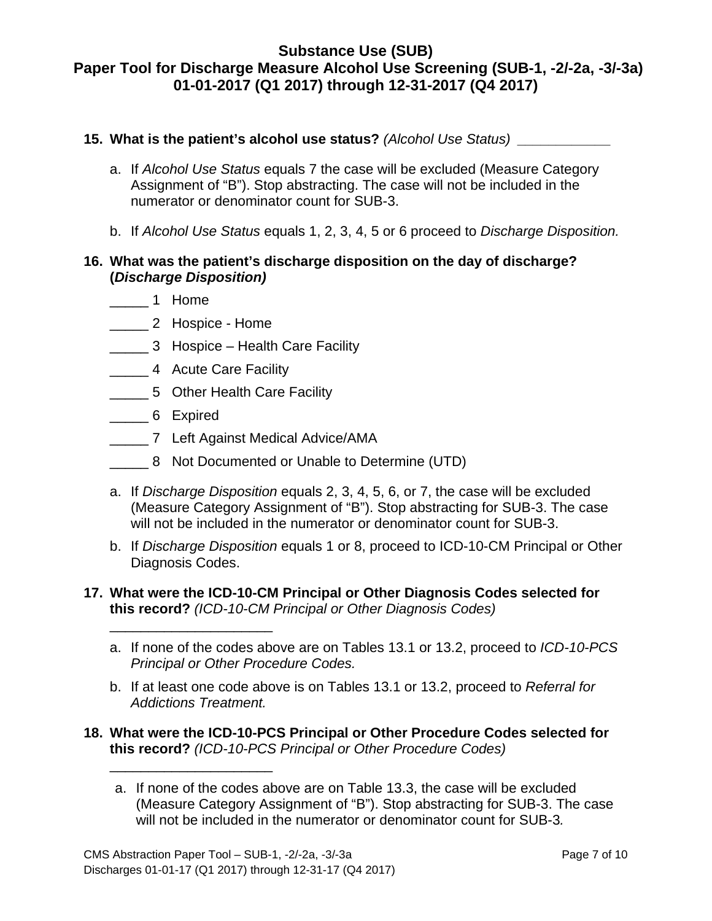# Substance Use (SUB)
## Paper Tool for Discharge Measure Alcohol Use Screening (SUB-1, -2/-2a, -3/-3a)
## 01-01-2017 (Q1 2017) through 12-31-2017 (Q4 2017)

**15. What is the patient's alcohol use status?** *(Alcohol Use Status)* ____________

a. If *Alcohol Use Status* equals 7 the case will be excluded (Measure Category Assignment of "B"). Stop abstracting. The case will not be included in the numerator or denominator count for SUB-3.

b. If *Alcohol Use Status* equals 1, 2, 3, 4, 5 or 6 proceed to *Discharge Disposition.*

**16. What was the patient's discharge disposition on the day of discharge? (*Discharge Disposition*)**

_____ 1 Home

_____ 2 Hospice - Home

_____ 3 Hospice – Health Care Facility

_____ 4 Acute Care Facility

_____ 5 Other Health Care Facility

_____ 6 Expired

_____ 7 Left Against Medical Advice/AMA

_____ 8 Not Documented or Unable to Determine (UTD)

a. If *Discharge Disposition* equals 2, 3, 4, 5, 6, or 7, the case will be excluded (Measure Category Assignment of "B"). Stop abstracting for SUB-3. The case will not be included in the numerator or denominator count for SUB-3.

b. If *Discharge Disposition* equals 1 or 8, proceed to ICD-10-CM Principal or Other Diagnosis Codes.

**17. What were the ICD-10-CM Principal or Other Diagnosis Codes selected for this record?** *(ICD-10-CM Principal or Other Diagnosis Codes)*

_____________________

a. If none of the codes above are on Tables 13.1 or 13.2, proceed to *ICD-10-PCS Principal or Other Procedure Codes.*

b. If at least one code above is on Tables 13.1 or 13.2, proceed to *Referral for Addictions Treatment.*

**18. What were the ICD-10-PCS Principal or Other Procedure Codes selected for this record?** *(ICD-10-PCS Principal or Other Procedure Codes)*

_____________________

a. If none of the codes above are on Table 13.3, the case will be excluded (Measure Category Assignment of "B"). Stop abstracting for SUB-3. The case will not be included in the numerator or denominator count for SUB-3*.*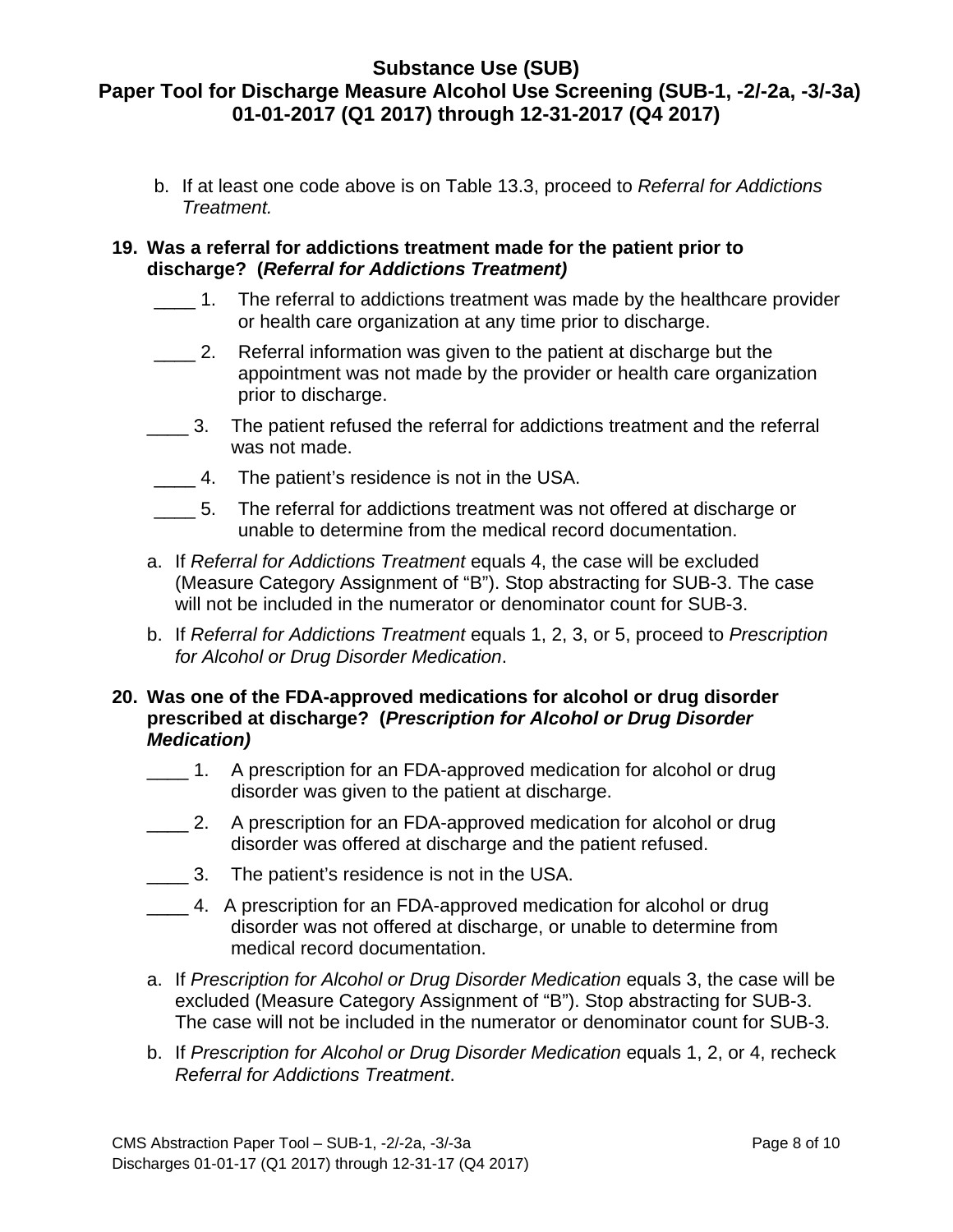b. If at least one code above is on Table 13.3, proceed to *Referral for Addictions Treatment.*

**19. Was a referral for addictions treatment made for the patient prior to discharge? (*Referral for Addictions Treatment)***

____ 1. The referral to addictions treatment was made by the healthcare provider or health care organization at any time prior to discharge.

____ 2. Referral information was given to the patient at discharge but the appointment was not made by the provider or health care organization prior to discharge.

____ 3. The patient refused the referral for addictions treatment and the referral was not made.

____ 4. The patient's residence is not in the USA.

____ 5. The referral for addictions treatment was not offered at discharge or unable to determine from the medical record documentation.

a. If *Referral for Addictions Treatment* equals 4, the case will be excluded (Measure Category Assignment of "B"). Stop abstracting for SUB-3. The case will not be included in the numerator or denominator count for SUB-3.

b. If *Referral for Addictions Treatment* equals 1, 2, 3, or 5, proceed to *Prescription for Alcohol or Drug Disorder Medication*.

**20. Was one of the FDA-approved medications for alcohol or drug disorder prescribed at discharge? (*Prescription for Alcohol or Drug Disorder Medication)***

____ 1. A prescription for an FDA-approved medication for alcohol or drug disorder was given to the patient at discharge.

____ 2. A prescription for an FDA-approved medication for alcohol or drug disorder was offered at discharge and the patient refused.

____ 3. The patient's residence is not in the USA.

____ 4. A prescription for an FDA-approved medication for alcohol or drug disorder was not offered at discharge, or unable to determine from medical record documentation.

a. If *Prescription for Alcohol or Drug Disorder Medication* equals 3, the case will be excluded (Measure Category Assignment of "B"). Stop abstracting for SUB-3. The case will not be included in the numerator or denominator count for SUB-3.

b. If *Prescription for Alcohol or Drug Disorder Medication* equals 1, 2, or 4, recheck *Referral for Addictions Treatment*.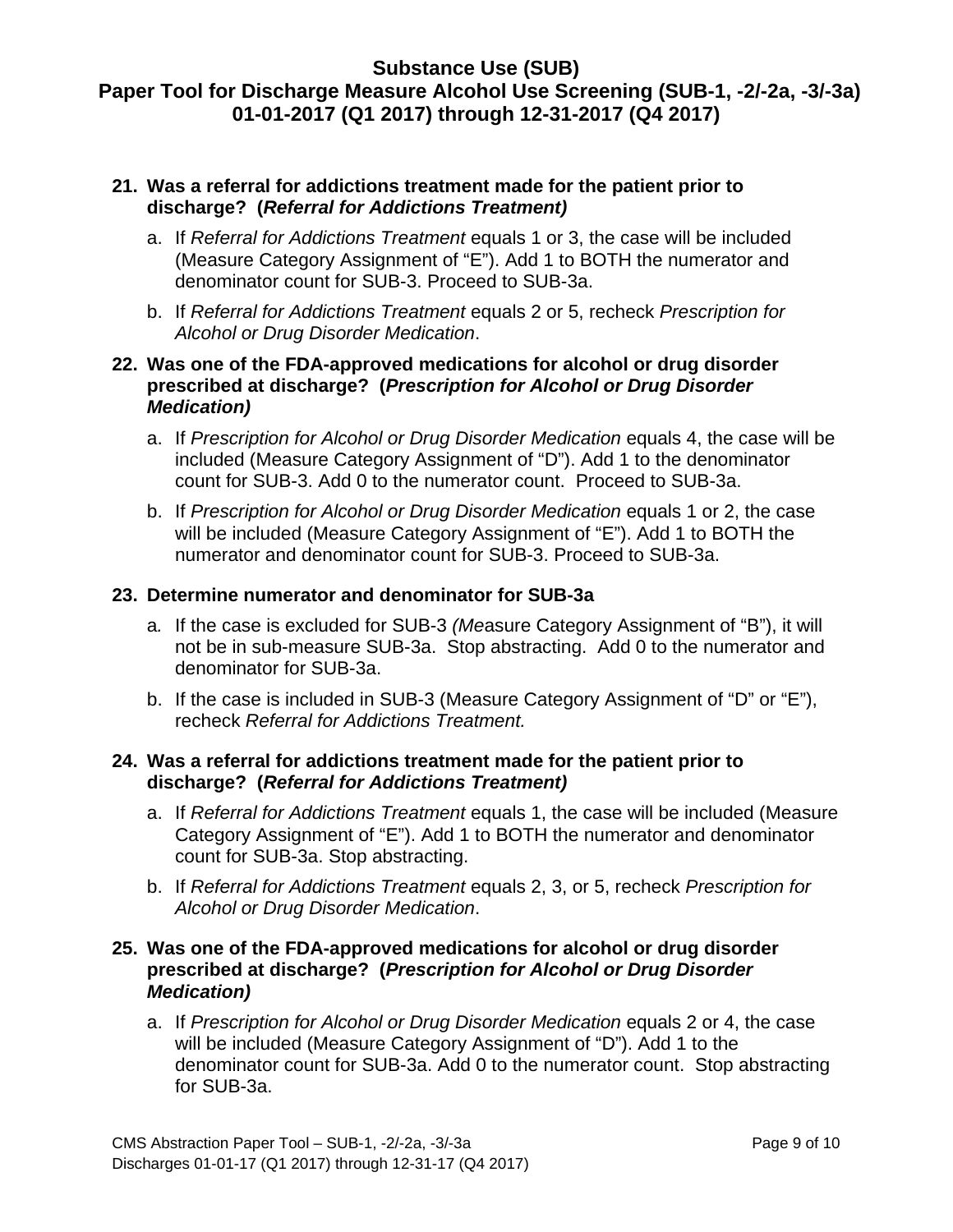21. **Was a referral for addictions treatment made for the patient prior to discharge? (*Referral for Addictions Treatment)***
    a. If *Referral for Addictions Treatment* equals 1 or 3, the case will be included (Measure Category Assignment of “E”). Add 1 to BOTH the numerator and denominator count for SUB-3. Proceed to SUB-3a.
    b. If *Referral for Addictions Treatment* equals 2 or 5, recheck *Prescription for Alcohol or Drug Disorder Medication*.

22. **Was one of the FDA-approved medications for alcohol or drug disorder prescribed at discharge? (*Prescription for Alcohol or Drug Disorder Medication)***
    a. If *Prescription for Alcohol or Drug Disorder Medication* equals 4, the case will be included (Measure Category Assignment of “D”). Add 1 to the denominator count for SUB-3. Add 0 to the numerator count. Proceed to SUB-3a.
    b. If *Prescription for Alcohol or Drug Disorder Medication* equals 1 or 2, the case will be included (Measure Category Assignment of “E”). Add 1 to BOTH the numerator and denominator count for SUB-3. Proceed to SUB-3a.

23. **Determine numerator and denominator for SUB-3a**
    a. If the case is excluded for SUB-3 *(Me*asure Category Assignment of “B”), it will not be in sub-measure SUB-3a. Stop abstracting. Add 0 to the numerator and denominator for SUB-3a.
    b. If the case is included in SUB-3 (Measure Category Assignment of “D” or “E”), recheck *Referral for Addictions Treatment.*

24. **Was a referral for addictions treatment made for the patient prior to discharge? (*Referral for Addictions Treatment)***
    a. If *Referral for Addictions Treatment* equals 1, the case will be included (Measure Category Assignment of “E”). Add 1 to BOTH the numerator and denominator count for SUB-3a. Stop abstracting.
    b. If *Referral for Addictions Treatment* equals 2, 3, or 5, recheck *Prescription for Alcohol or Drug Disorder Medication*.

25. **Was one of the FDA-approved medications for alcohol or drug disorder prescribed at discharge? (*Prescription for Alcohol or Drug Disorder Medication)***
    a. If *Prescription for Alcohol or Drug Disorder Medication* equals 2 or 4, the case will be included (Measure Category Assignment of “D”). Add 1 to the denominator count for SUB-3a. Add 0 to the numerator count. Stop abstracting for SUB-3a.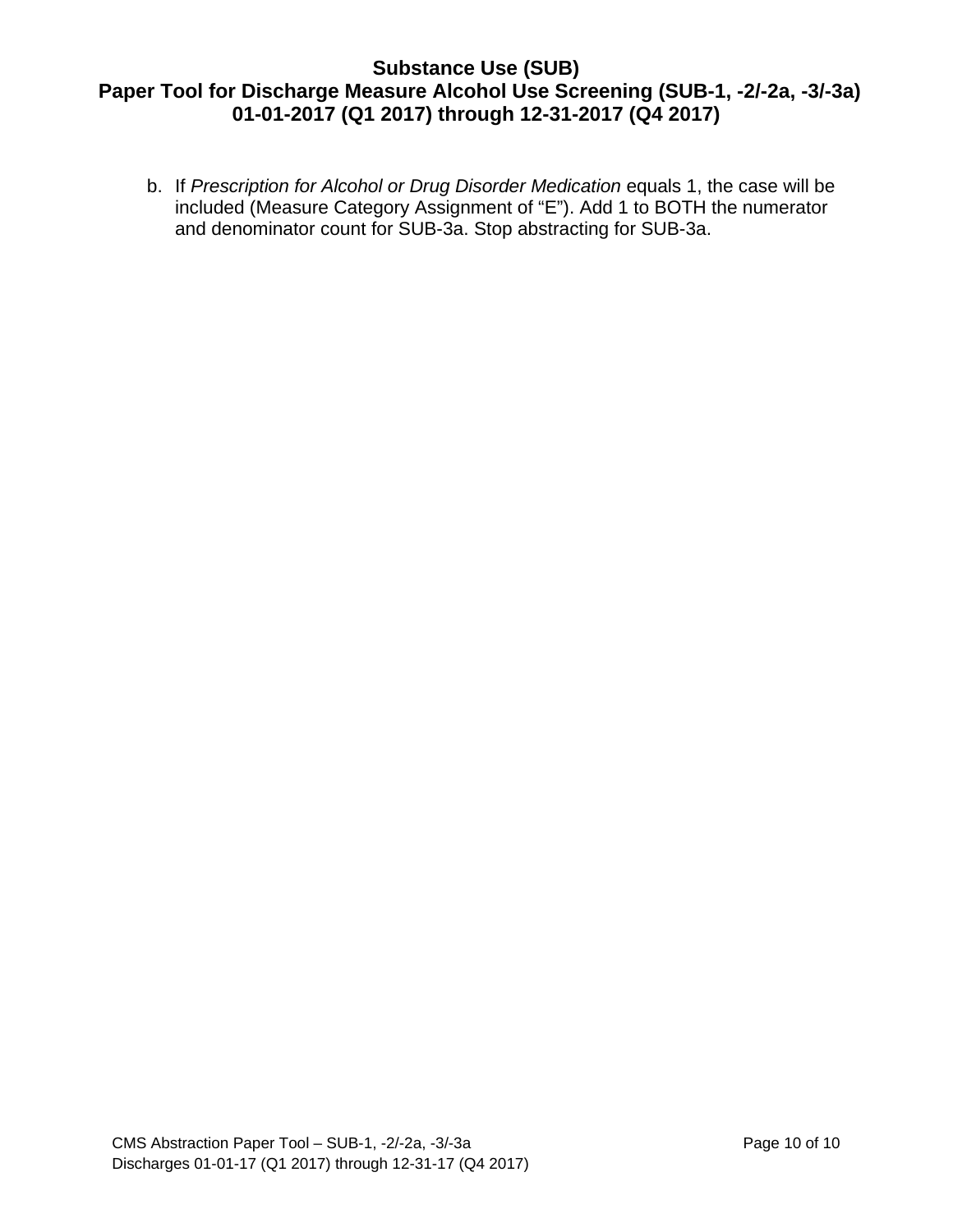b. If *Prescription for Alcohol or Drug Disorder Medication* equals 1, the case will be included (Measure Category Assignment of “E”). Add 1 to BOTH the numerator and denominator count for SUB-3a. Stop abstracting for SUB-3a.